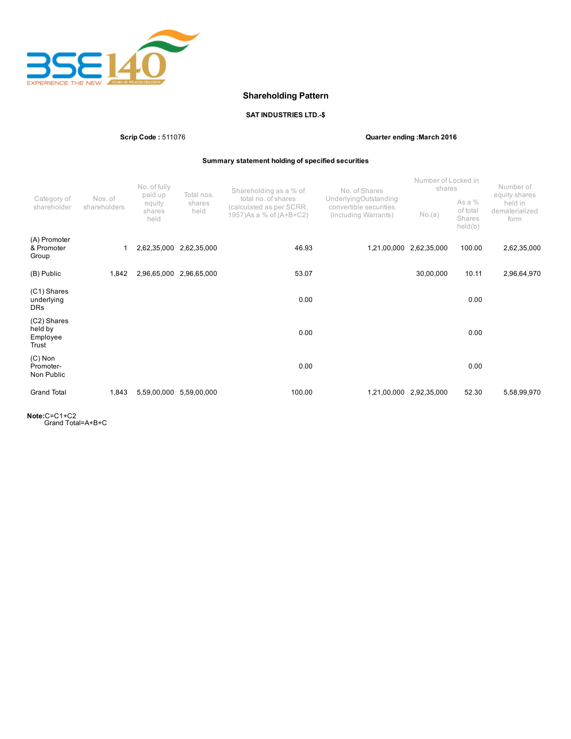# Shareholding Pattern

**SAT INDUSTRIES LTD.-$**

**Scrip Code :** 511076 **Quarter ending :March 2016**

**Summary statement holding of specified securities**

| Category of shareholder | Nos. of shareholders | No. of fully paid up equity shares held | Total nos. shares held | Shareholding as a % of total no. of shares (calculated as per SCRR, 1957)As a % of (A+B+C2) | No. of Shares UnderlyingOutstanding convertible securities (including Warrants) | Number of Locked in shares | | Number of equity shares held in dematerialized form |
|---|---|---|---|---|---|---|---|---|
| | | | | | | No.(a) | As a % of total Shares held(b) | |
| (A) Promoter & Promoter Group | 1 | 2,62,35,000 | 2,62,35,000 | 46.93 | 1,21,00,000 | 2,62,35,000 | 100.00 | 2,62,35,000 |
| (B) Public | 1,842 | 2,96,65,000 | 2,96,65,000 | 53.07 | | 30,00,000 | 10.11 | 2,96,64,970 |
| (C1) Shares underlying DRs | | | | 0.00 | | | 0.00 | |
| (C2) Shares held by Employee Trust | | | | 0.00 | | | 0.00 | |
| (C) Non Promoter- Non Public | | | | 0.00 | | | 0.00 | |
| Grand Total | 1,843 | 5,59,00,000 | 5,59,00,000 | 100.00 | 1,21,00,000 | 2,92,35,000 | 52.30 | 5,58,99,970 |

**Note:**C=C1+C2
Grand Total=A+B+C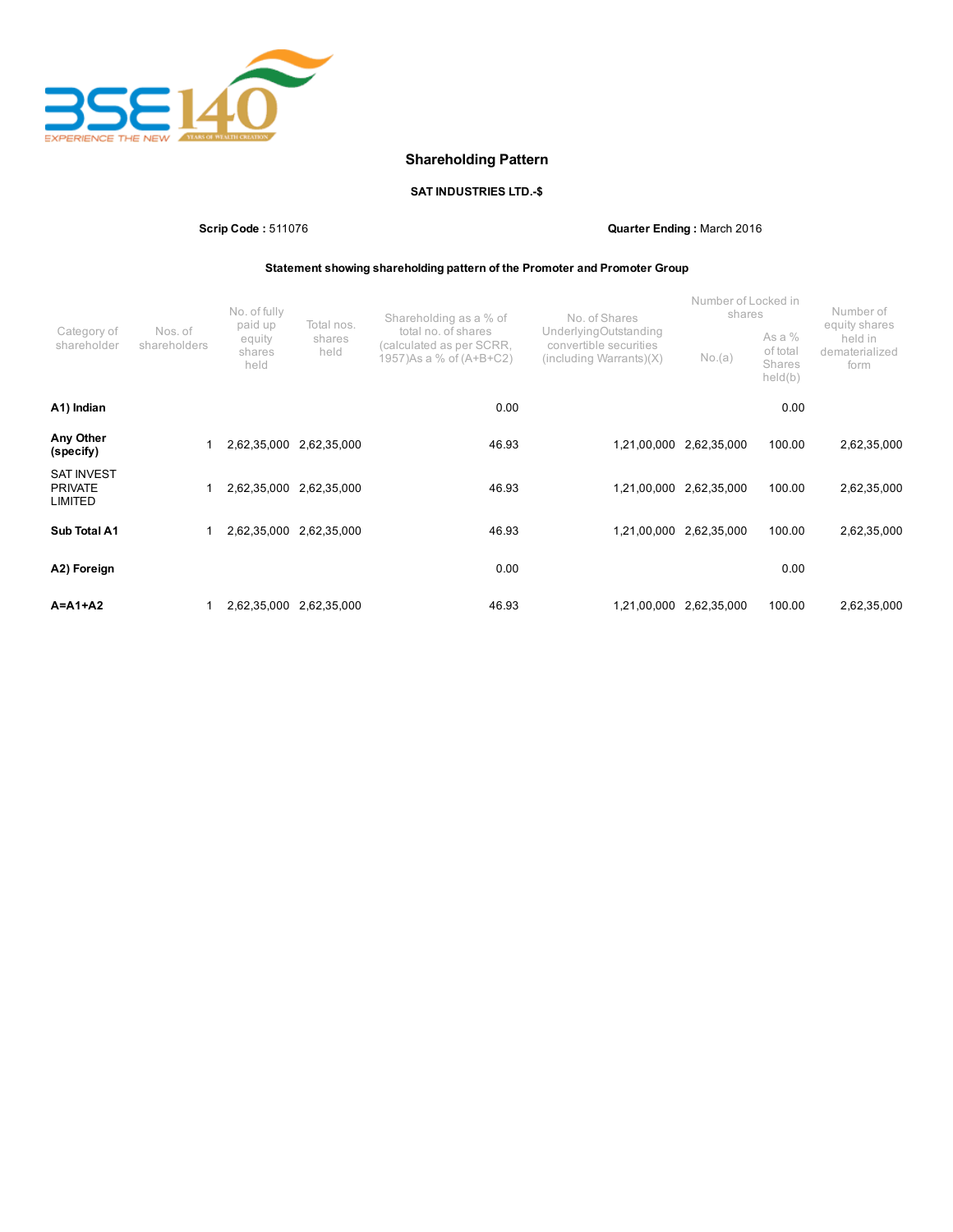## Shareholding Pattern

**SAT INDUSTRIES LTD.-$**

**Scrip Code :** 511076 **Quarter Ending :** March 2016

**Statement showing shareholding pattern of the Promoter and Promoter Group**

| Category of shareholder | Nos. of shareholders | No. of fully paid up equity shares held | Total nos. shares held | Shareholding as a % of total no. of shares (calculated as per SCRR, 1957)As a % of (A+B+C2) | No. of Shares UnderlyingOutstanding convertible securities (including Warrants)(X) | Number of Locked in shares | | Number of equity shares held in dematerialized form |
|---|---|---|---|---|---|---|---|---|
| | | | | | | No.(a) | As a % of total Shares held(b) | |
| **A1) Indian** | | | | 0.00 | | | 0.00 | |
| **Any Other (specify)** | 1 | 2,62,35,000 | 2,62,35,000 | 46.93 | 1,21,00,000 | 2,62,35,000 | 100.00 | 2,62,35,000 |
| SAT INVEST PRIVATE LIMITED | 1 | 2,62,35,000 | 2,62,35,000 | 46.93 | 1,21,00,000 | 2,62,35,000 | 100.00 | 2,62,35,000 |
| **Sub Total A1** | 1 | 2,62,35,000 | 2,62,35,000 | 46.93 | 1,21,00,000 | 2,62,35,000 | 100.00 | 2,62,35,000 |
| **A2) Foreign** | | | | 0.00 | | | 0.00 | |
| **A=A1+A2** | 1 | 2,62,35,000 | 2,62,35,000 | 46.93 | 1,21,00,000 | 2,62,35,000 | 100.00 | 2,62,35,000 |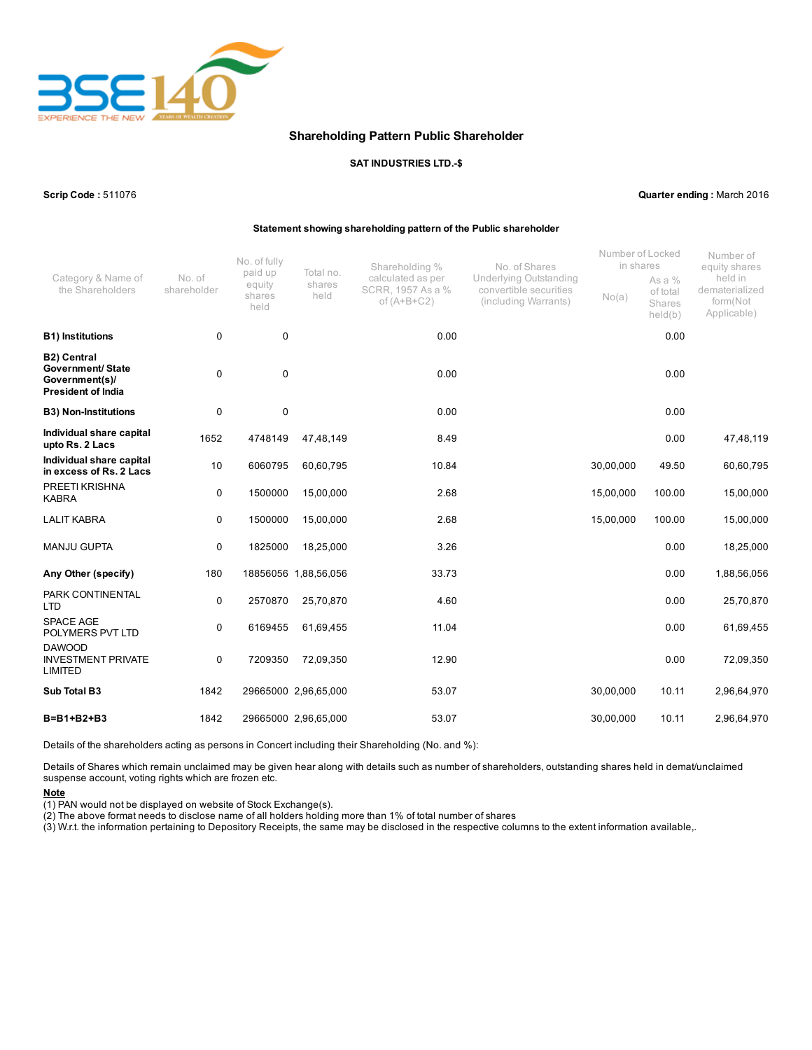## Shareholding Pattern Public Shareholder

**SAT INDUSTRIES LTD.-$**

**Scrip Code :** 511076 **Quarter ending :** March 2016

**Statement showing shareholding pattern of the Public shareholder**

| Category & Name of the Shareholders | No. of shareholder | No. of fully paid up equity shares held | Total no. shares held | Shareholding % calculated as per SCRR, 1957 As a % of (A+B+C2) | No. of Shares Underlying Outstanding convertible securities (including Warrants) | Number of Locked in shares | | Number of equity shares held in dematerialized form(Not Applicable) |
|---|---|---|---|---|---|---|---|---|
| | | | | | | No(a) | As a % of total Shares held(b) | |
| **B1) Institutions** | 0 | 0 | | 0.00 | | | 0.00 | |
| **B2) Central Government/ State Government(s)/ President of India** | 0 | 0 | | 0.00 | | | 0.00 | |
| **B3) Non-Institutions** | 0 | 0 | | 0.00 | | | 0.00 | |
| **Individual share capital upto Rs. 2 Lacs** | 1652 | 4748149 | 47,48,149 | 8.49 | | | 0.00 | 47,48,119 |
| **Individual share capital in excess of Rs. 2 Lacs** | 10 | 6060795 | 60,60,795 | 10.84 | | 30,00,000 | 49.50 | 60,60,795 |
| PREETI KRISHNA KABRA | 0 | 1500000 | 15,00,000 | 2.68 | | 15,00,000 | 100.00 | 15,00,000 |
| LALIT KABRA | 0 | 1500000 | 15,00,000 | 2.68 | | 15,00,000 | 100.00 | 15,00,000 |
| MANJU GUPTA | 0 | 1825000 | 18,25,000 | 3.26 | | | 0.00 | 18,25,000 |
| **Any Other (specify)** | 180 | 18856056 | 1,88,56,056 | 33.73 | | | 0.00 | 1,88,56,056 |
| PARK CONTINENTAL LTD | 0 | 2570870 | 25,70,870 | 4.60 | | | 0.00 | 25,70,870 |
| SPACE AGE POLYMERS PVT LTD | 0 | 6169455 | 61,69,455 | 11.04 | | | 0.00 | 61,69,455 |
| DAWOOD INVESTMENT PRIVATE LIMITED | 0 | 7209350 | 72,09,350 | 12.90 | | | 0.00 | 72,09,350 |
| **Sub Total B3** | 1842 | 29665000 | 2,96,65,000 | 53.07 | | 30,00,000 | 10.11 | 2,96,64,970 |
| **B=B1+B2+B3** | 1842 | 29665000 | 2,96,65,000 | 53.07 | | 30,00,000 | 10.11 | 2,96,64,970 |

Details of the shareholders acting as persons in Concert including their Shareholding (No. and %):

Details of Shares which remain unclaimed may be given hear along with details such as number of shareholders, outstanding shares held in demat/unclaimed suspense account, voting rights which are frozen etc.

**Note**

(1) PAN would not be displayed on website of Stock Exchange(s).
(2) The above format needs to disclose name of all holders holding more than 1% of total number of shares
(3) W.r.t. the information pertaining to Depository Receipts, the same may be disclosed in the respective columns to the extent information available,.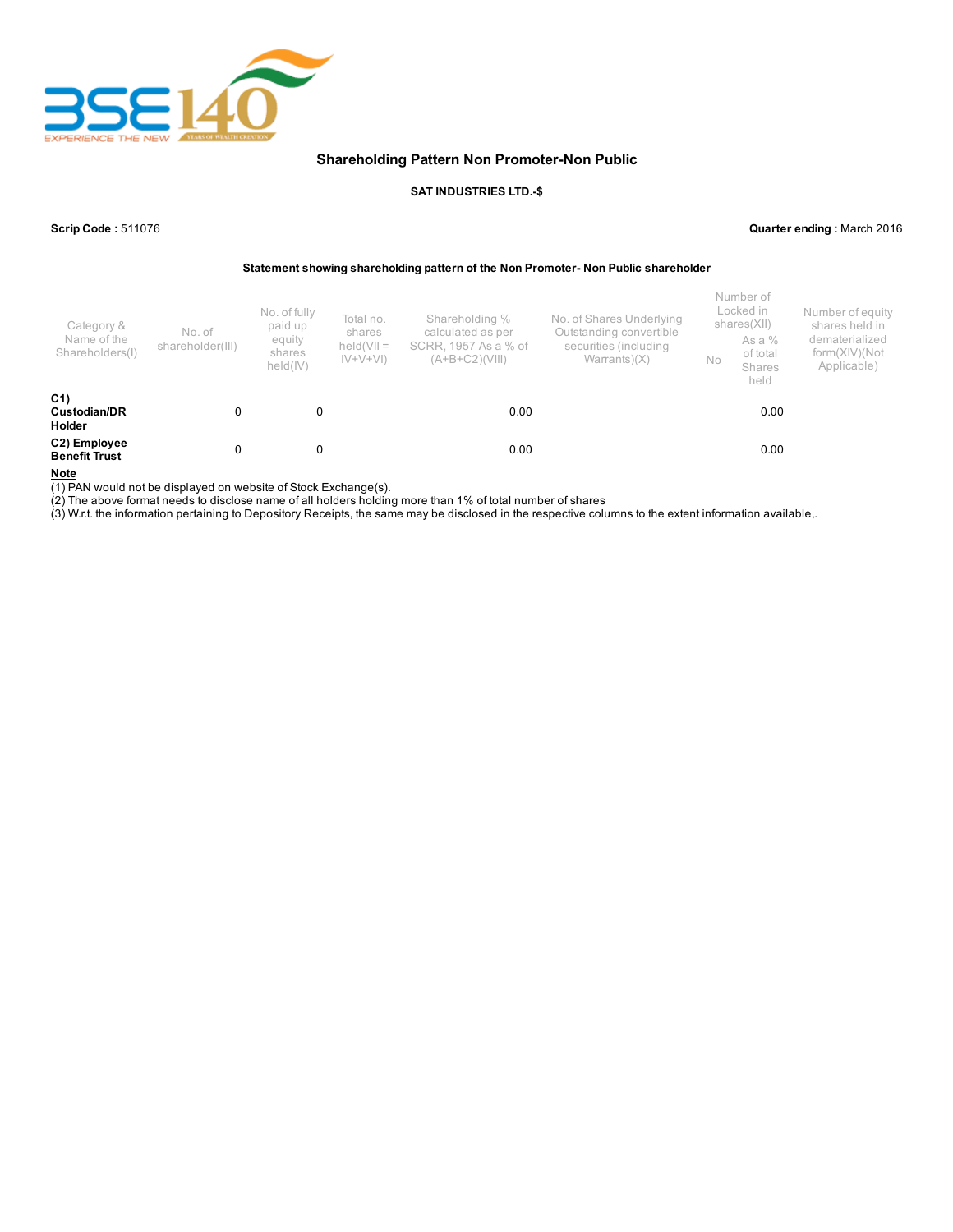## Shareholding Pattern Non Promoter-Non Public

**SAT INDUSTRIES LTD.-$**

**Scrip Code :** 511076

**Quarter ending :** March 2016

**Statement showing shareholding pattern of the Non Promoter- Non Public shareholder**

| Category & Name of the Shareholders(I) | No. of shareholder(III) | No. of fully paid up equity shares held(IV) | Total no. shares held(VII = IV+V+VI) | Shareholding % calculated as per SCRR, 1957 As a % of (A+B+C2)(VIII) | No. of Shares Underlying Outstanding convertible securities (including Warrants)(X) | Number of Locked in shares(XII) | | Number of equity shares held in dematerialized form(XIV)(Not Applicable) |
|---|---|---|---|---|---|---|---|---|
| | | | | | | No | As a % of total Shares held | |
| **C1) Custodian/DR Holder** | 0 | 0 | | 0.00 | | | 0.00 | |
| **C2) Employee Benefit Trust** | 0 | 0 | | 0.00 | | | 0.00 | |

**Note**

(1) PAN would not be displayed on website of Stock Exchange(s).
(2) The above format needs to disclose name of all holders holding more than 1% of total number of shares
(3) W.r.t. the information pertaining to Depository Receipts, the same may be disclosed in the respective columns to the extent information available,.